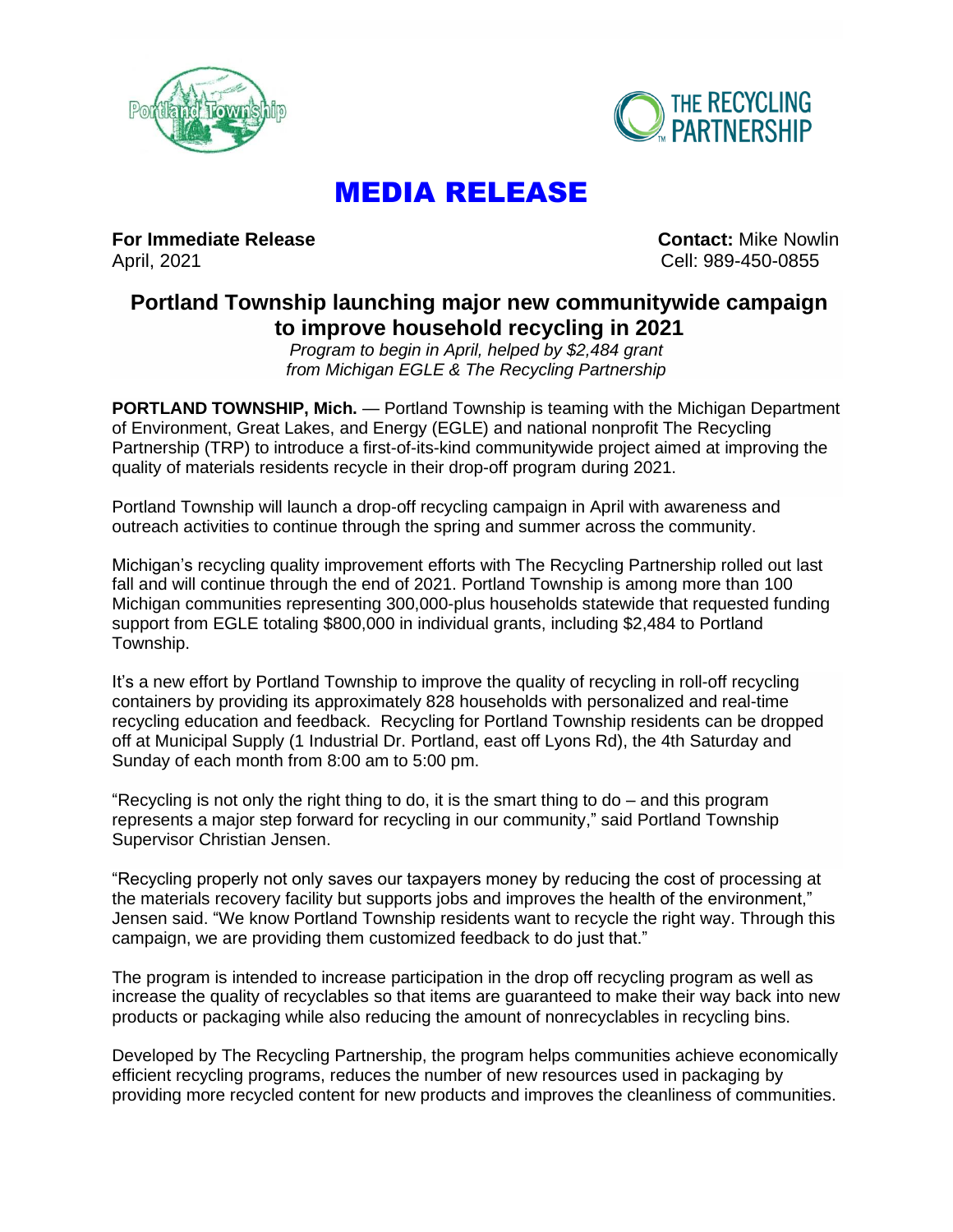# MEDIA RELEASE

**For Immediate Release**
April, 2021

**Contact:** Mike Nowlin
Cell: 989-450-0855

## Portland Township launching major new communitywide campaign to improve household recycling in 2021

*Program to begin in April, helped by $2,484 grant from Michigan EGLE & The Recycling Partnership*

**PORTLAND TOWNSHIP, Mich.** — Portland Township is teaming with the Michigan Department of Environment, Great Lakes, and Energy (EGLE) and national nonprofit The Recycling Partnership (TRP) to introduce a first-of-its-kind communitywide project aimed at improving the quality of materials residents recycle in their drop-off program during 2021.

Portland Township will launch a drop-off recycling campaign in April with awareness and outreach activities to continue through the spring and summer across the community.

Michigan's recycling quality improvement efforts with The Recycling Partnership rolled out last fall and will continue through the end of 2021. Portland Township is among more than 100 Michigan communities representing 300,000-plus households statewide that requested funding support from EGLE totaling $800,000 in individual grants, including $2,484 to Portland Township.

It's a new effort by Portland Township to improve the quality of recycling in roll-off recycling containers by providing its approximately 828 households with personalized and real-time recycling education and feedback. Recycling for Portland Township residents can be dropped off at Municipal Supply (1 Industrial Dr. Portland, east off Lyons Rd), the 4th Saturday and Sunday of each month from 8:00 am to 5:00 pm.

"Recycling is not only the right thing to do, it is the smart thing to do – and this program represents a major step forward for recycling in our community," said Portland Township Supervisor Christian Jensen.

"Recycling properly not only saves our taxpayers money by reducing the cost of processing at the materials recovery facility but supports jobs and improves the health of the environment," Jensen said. "We know Portland Township residents want to recycle the right way. Through this campaign, we are providing them customized feedback to do just that."

The program is intended to increase participation in the drop off recycling program as well as increase the quality of recyclables so that items are guaranteed to make their way back into new products or packaging while also reducing the amount of nonrecyclables in recycling bins.

Developed by The Recycling Partnership, the program helps communities achieve economically efficient recycling programs, reduces the number of new resources used in packaging by providing more recycled content for new products and improves the cleanliness of communities.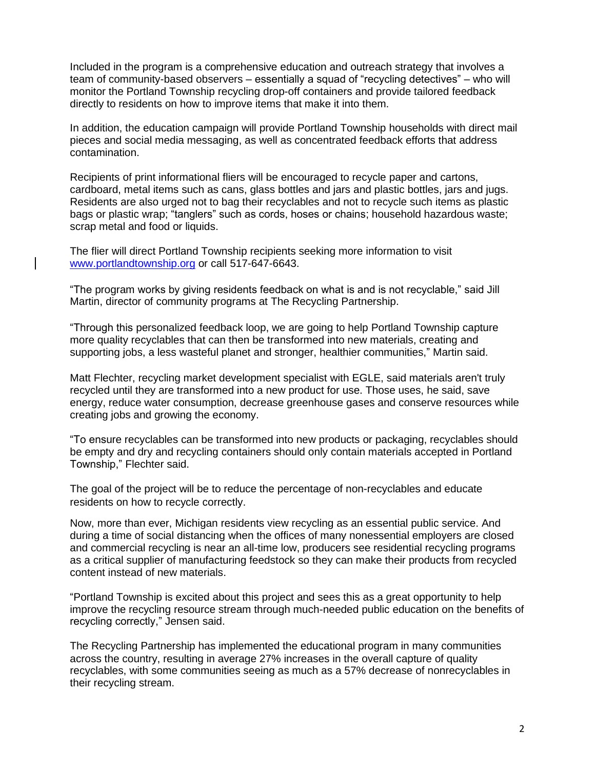Included in the program is a comprehensive education and outreach strategy that involves a team of community-based observers – essentially a squad of "recycling detectives" – who will monitor the Portland Township recycling drop-off containers and provide tailored feedback directly to residents on how to improve items that make it into them.

In addition, the education campaign will provide Portland Township households with direct mail pieces and social media messaging, as well as concentrated feedback efforts that address contamination.

Recipients of print informational fliers will be encouraged to recycle paper and cartons, cardboard, metal items such as cans, glass bottles and jars and plastic bottles, jars and jugs. Residents are also urged not to bag their recyclables and not to recycle such items as plastic bags or plastic wrap; "tanglers" such as cords, hoses or chains; household hazardous waste; scrap metal and food or liquids.

The flier will direct Portland Township recipients seeking more information to visit [www.portlandtownship.org](http://www.portlandtownship.org) or call 517-647-6643.

"The program works by giving residents feedback on what is and is not recyclable," said Jill Martin, director of community programs at The Recycling Partnership.

"Through this personalized feedback loop, we are going to help Portland Township capture more quality recyclables that can then be transformed into new materials, creating and supporting jobs, a less wasteful planet and stronger, healthier communities," Martin said.

Matt Flechter, recycling market development specialist with EGLE, said materials aren't truly recycled until they are transformed into a new product for use. Those uses, he said, save energy, reduce water consumption, decrease greenhouse gases and conserve resources while creating jobs and growing the economy.

"To ensure recyclables can be transformed into new products or packaging, recyclables should be empty and dry and recycling containers should only contain materials accepted in Portland Township," Flechter said.

The goal of the project will be to reduce the percentage of non-recyclables and educate residents on how to recycle correctly.

Now, more than ever, Michigan residents view recycling as an essential public service. And during a time of social distancing when the offices of many nonessential employers are closed and commercial recycling is near an all-time low, producers see residential recycling programs as a critical supplier of manufacturing feedstock so they can make their products from recycled content instead of new materials.

"Portland Township is excited about this project and sees this as a great opportunity to help improve the recycling resource stream through much-needed public education on the benefits of recycling correctly," Jensen said.

The Recycling Partnership has implemented the educational program in many communities across the country, resulting in average 27% increases in the overall capture of quality recyclables, with some communities seeing as much as a 57% decrease of nonrecyclables in their recycling stream.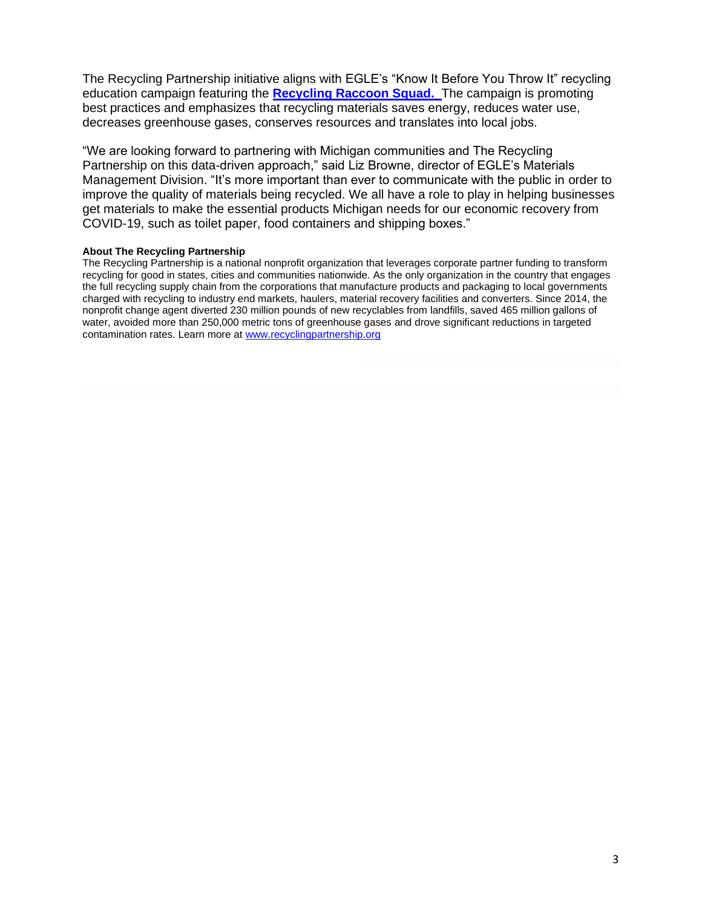The Recycling Partnership initiative aligns with EGLE's "Know It Before You Throw It" recycling education campaign featuring the **Recycling Raccoon Squad.** The campaign is promoting best practices and emphasizes that recycling materials saves energy, reduces water use, decreases greenhouse gases, conserves resources and translates into local jobs.

"We are looking forward to partnering with Michigan communities and The Recycling Partnership on this data-driven approach," said Liz Browne, director of EGLE's Materials Management Division. "It's more important than ever to communicate with the public in order to improve the quality of materials being recycled. We all have a role to play in helping businesses get materials to make the essential products Michigan needs for our economic recovery from COVID-19, such as toilet paper, food containers and shipping boxes."

**About The Recycling Partnership**

The Recycling Partnership is a national nonprofit organization that leverages corporate partner funding to transform recycling for good in states, cities and communities nationwide. As the only organization in the country that engages the full recycling supply chain from the corporations that manufacture products and packaging to local governments charged with recycling to industry end markets, haulers, material recovery facilities and converters. Since 2014, the nonprofit change agent diverted 230 million pounds of new recyclables from landfills, saved 465 million gallons of water, avoided more than 250,000 metric tons of greenhouse gases and drove significant reductions in targeted contamination rates. Learn more at www.recyclingpartnership.org